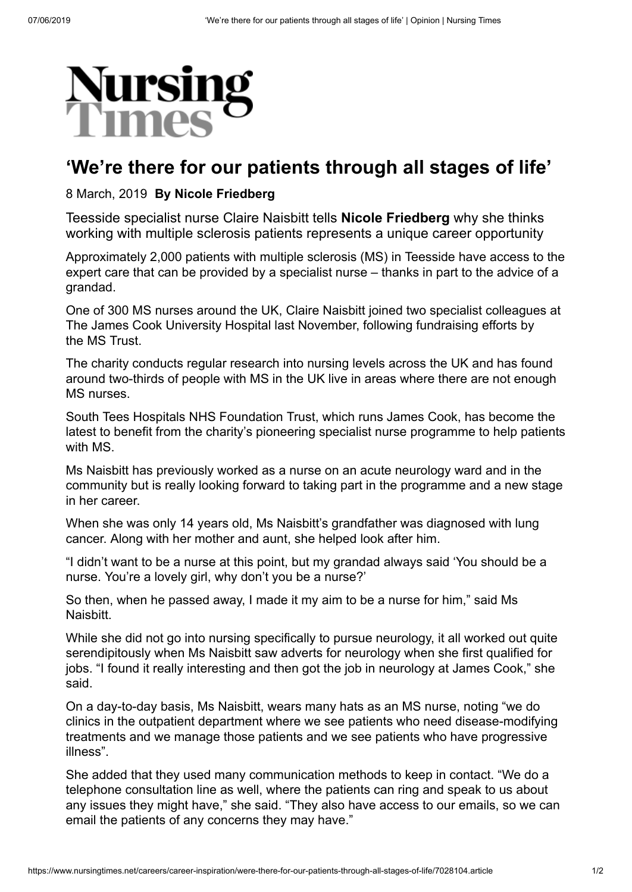# Nursing Times

## 'We're there for our patients through all stages of life'

8 March, 2019 **By Nicole Friedberg**

Teesside specialist nurse Claire Naisbitt tells **Nicole Friedberg** why she thinks working with multiple sclerosis patients represents a unique career opportunity

Approximately 2,000 patients with multiple sclerosis (MS) in Teesside have access to the expert care that can be provided by a specialist nurse – thanks in part to the advice of a grandad.

One of 300 MS nurses around the UK, Claire Naisbitt joined two specialist colleagues at The James Cook University Hospital last November, following fundraising efforts by the MS Trust.

The charity conducts regular research into nursing levels across the UK and has found around two-thirds of people with MS in the UK live in areas where there are not enough MS nurses.

South Tees Hospitals NHS Foundation Trust, which runs James Cook, has become the latest to benefit from the charity's pioneering specialist nurse programme to help patients with MS.

Ms Naisbitt has previously worked as a nurse on an acute neurology ward and in the community but is really looking forward to taking part in the programme and a new stage in her career.

When she was only 14 years old, Ms Naisbitt's grandfather was diagnosed with lung cancer. Along with her mother and aunt, she helped look after him.

"I didn't want to be a nurse at this point, but my grandad always said 'You should be a nurse. You're a lovely girl, why don't you be a nurse?'

So then, when he passed away, I made it my aim to be a nurse for him," said Ms Naisbitt.

While she did not go into nursing specifically to pursue neurology, it all worked out quite serendipitously when Ms Naisbitt saw adverts for neurology when she first qualified for jobs. "I found it really interesting and then got the job in neurology at James Cook," she said.

On a day-to-day basis, Ms Naisbitt, wears many hats as an MS nurse, noting "we do clinics in the outpatient department where we see patients who need disease-modifying treatments and we manage those patients and we see patients who have progressive illness".

She added that they used many communication methods to keep in contact. "We do a telephone consultation line as well, where the patients can ring and speak to us about any issues they might have," she said. "They also have access to our emails, so we can email the patients of any concerns they may have."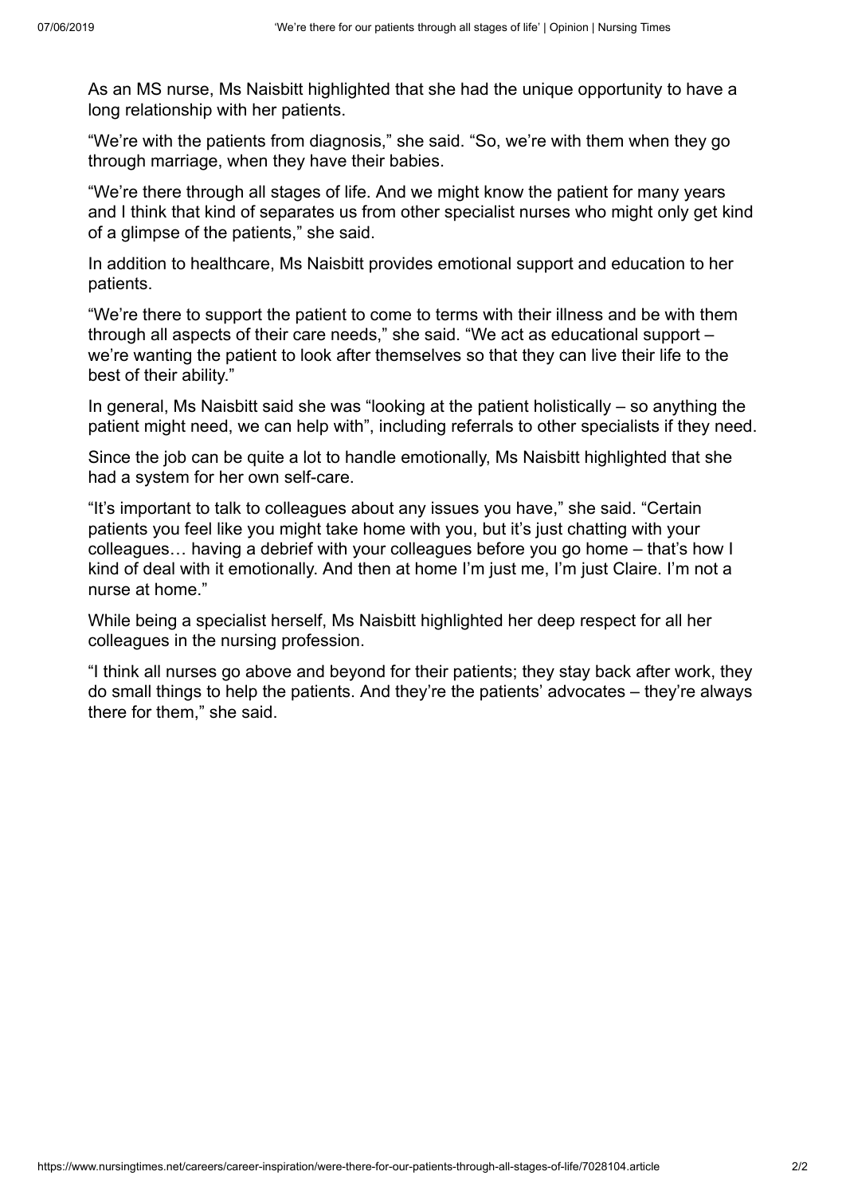As an MS nurse, Ms Naisbitt highlighted that she had the unique opportunity to have a long relationship with her patients.

“We’re with the patients from diagnosis,” she said. “So, we’re with them when they go through marriage, when they have their babies.

“We’re there through all stages of life. And we might know the patient for many years and I think that kind of separates us from other specialist nurses who might only get kind of a glimpse of the patients,” she said.

In addition to healthcare, Ms Naisbitt provides emotional support and education to her patients.

“We’re there to support the patient to come to terms with their illness and be with them through all aspects of their care needs,” she said. “We act as educational support – we’re wanting the patient to look after themselves so that they can live their life to the best of their ability.”

In general, Ms Naisbitt said she was “looking at the patient holistically – so anything the patient might need, we can help with”, including referrals to other specialists if they need.

Since the job can be quite a lot to handle emotionally, Ms Naisbitt highlighted that she had a system for her own self-care.

“It’s important to talk to colleagues about any issues you have,” she said. “Certain patients you feel like you might take home with you, but it’s just chatting with your colleagues… having a debrief with your colleagues before you go home – that’s how I kind of deal with it emotionally. And then at home I’m just me, I’m just Claire. I’m not a nurse at home.”

While being a specialist herself, Ms Naisbitt highlighted her deep respect for all her colleagues in the nursing profession.

“I think all nurses go above and beyond for their patients; they stay back after work, they do small things to help the patients. And they’re the patients’ advocates – they’re always there for them,” she said.